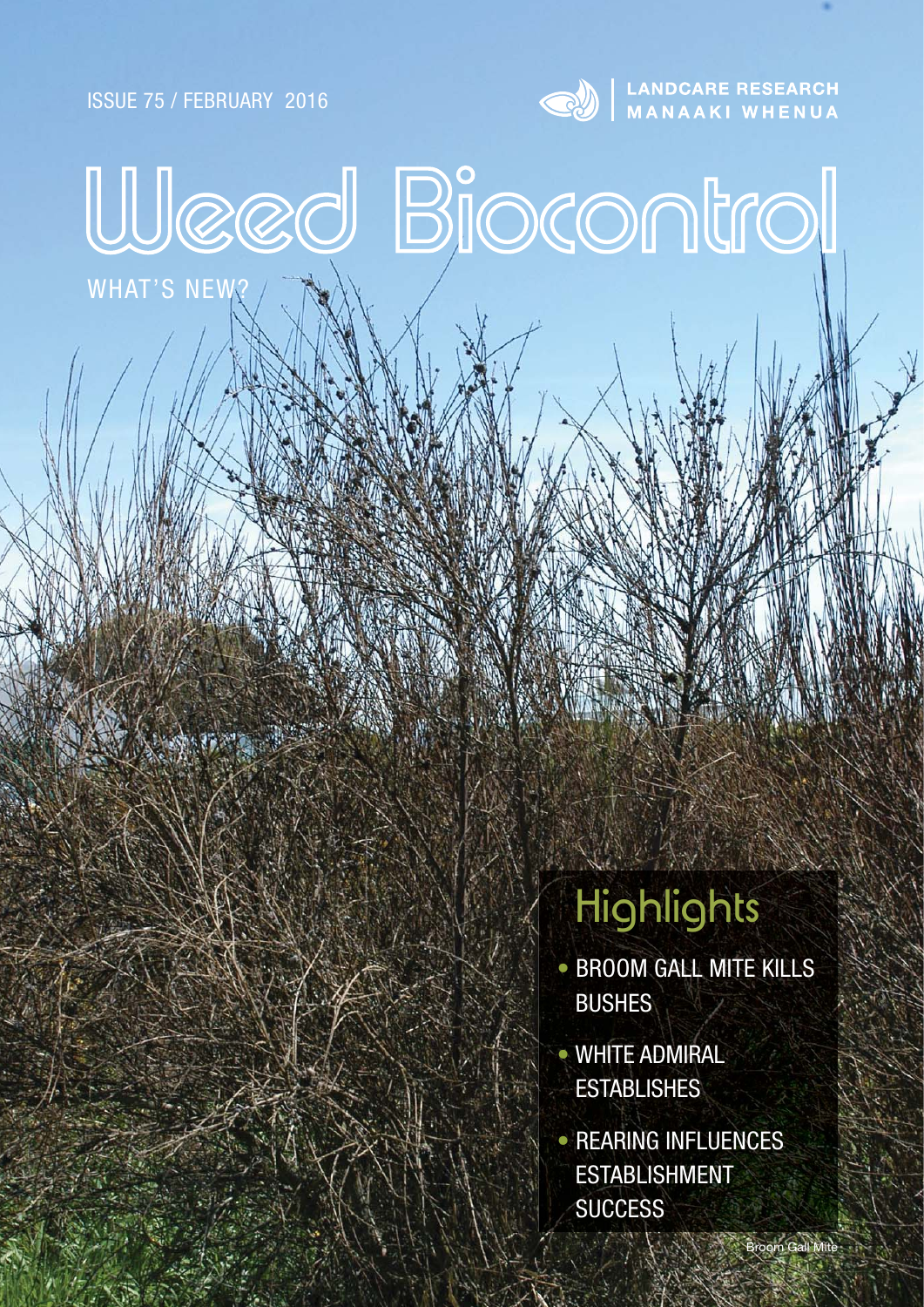ISSUE 75 / FEBRUARY 2016

LANDCARE RESEARCH
MANAAKI WHENUA

# Weed Biocontrol

WHAT'S NEW?

## Highlights

- BROOM GALL MITE KILLS BUSHES
- WHITE ADMIRAL ESTABLISHES
- REARING INFLUENCES ESTABLISHMENT SUCCESS

Broom Gall Mite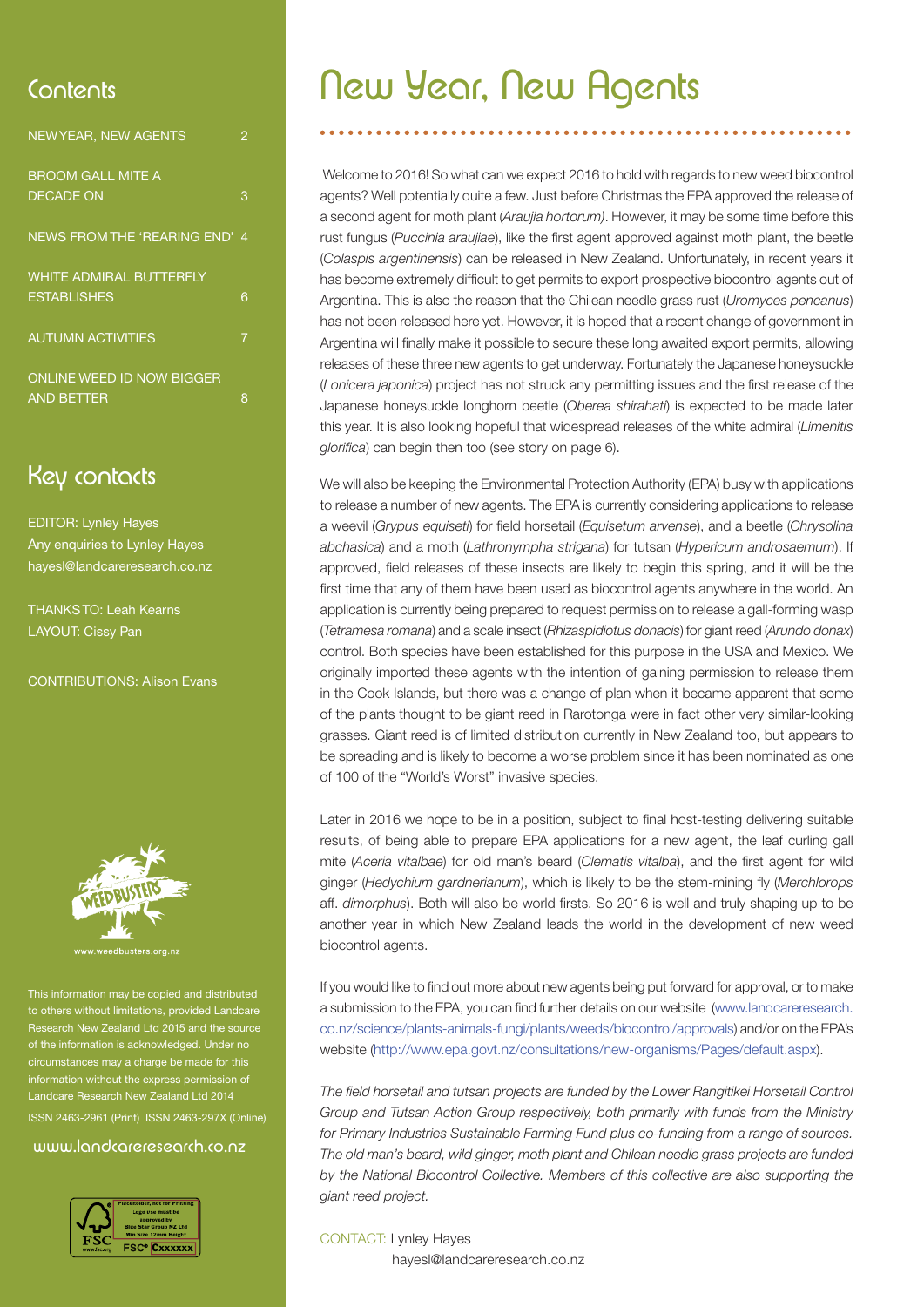## Contents

| | |
|---|---|
| NEW YEAR, NEW AGENTS | 2 |
| BROOM GALL MITE A DECADE ON | 3 |
| NEWS FROM THE 'REARING END' | 4 |
| WHITE ADMIRAL BUTTERFLY ESTABLISHES | 6 |
| AUTUMN ACTIVITIES | 7 |
| ONLINE WEED ID NOW BIGGER AND BETTER | 8 |

## Key contacts

EDITOR: Lynley Hayes
Any enquiries to Lynley Hayes
hayesl@landcareresearch.co.nz

THANKS TO: Leah Kearns
LAYOUT: Cissy Pan

CONTRIBUTIONS: Alison Evans

www.weedbusters.org.nz

This information may be copied and distributed to others without limitations, provided Landcare Research New Zealand Ltd 2015 and the source of the information is acknowledged. Under no circumstances may a charge be made for this information without the express permission of Landcare Research New Zealand Ltd 2014

ISSN 2463-2961 (Print) ISSN 2463-297X (Online)

www.landcareresearch.co.nz

# New Year, New Agents

Welcome to 2016! So what can we expect 2016 to hold with regards to new weed biocontrol agents? Well potentially quite a few. Just before Christmas the EPA approved the release of a second agent for moth plant (*Araujia hortorum*). However, it may be some time before this rust fungus (*Puccinia araujiae*), like the first agent approved against moth plant, the beetle (*Colaspis argentinensis*) can be released in New Zealand. Unfortunately, in recent years it has become extremely difficult to get permits to export prospective biocontrol agents out of Argentina. This is also the reason that the Chilean needle grass rust (*Uromyces pencanus*) has not been released here yet. However, it is hoped that a recent change of government in Argentina will finally make it possible to secure these long awaited export permits, allowing releases of these three new agents to get underway. Fortunately the Japanese honeysuckle (*Lonicera japonica*) project has not struck any permitting issues and the first release of the Japanese honeysuckle longhorn beetle (*Oberea shirahati*) is expected to be made later this year. It is also looking hopeful that widespread releases of the white admiral (*Limenitis glorifica*) can begin then too (see story on page 6).

We will also be keeping the Environmental Protection Authority (EPA) busy with applications to release a number of new agents. The EPA is currently considering applications to release a weevil (*Grypus equiseti*) for field horsetail (*Equisetum arvense*), and a beetle (*Chrysolina abchasica*) and a moth (*Lathronympha strigana*) for tutsan (*Hypericum androsaemum*). If approved, field releases of these insects are likely to begin this spring, and it will be the first time that any of them have been used as biocontrol agents anywhere in the world. An application is currently being prepared to request permission to release a gall-forming wasp (*Tetramesa romana*) and a scale insect (*Rhizaspidiotus donacis*) for giant reed (*Arundo donax*) control. Both species have been established for this purpose in the USA and Mexico. We originally imported these agents with the intention of gaining permission to release them in the Cook Islands, but there was a change of plan when it became apparent that some of the plants thought to be giant reed in Rarotonga were in fact other very similar-looking grasses. Giant reed is of limited distribution currently in New Zealand too, but appears to be spreading and is likely to become a worse problem since it has been nominated as one of 100 of the "World's Worst" invasive species.

Later in 2016 we hope to be in a position, subject to final host-testing delivering suitable results, of being able to prepare EPA applications for a new agent, the leaf curling gall mite (*Aceria vitalbae*) for old man's beard (*Clematis vitalba*), and the first agent for wild ginger (*Hedychium gardnerianum*), which is likely to be the stem-mining fly (*Merchlorops* aff. *dimorphus*). Both will also be world firsts. So 2016 is well and truly shaping up to be another year in which New Zealand leads the world in the development of new weed biocontrol agents.

If you would like to find out more about new agents being put forward for approval, or to make a submission to the EPA, you can find further details on our website (www.landcareresearch.co.nz/science/plants-animals-fungi/plants/weeds/biocontrol/approvals) and/or on the EPA's website (http://www.epa.govt.nz/consultations/new-organisms/Pages/default.aspx).

*The field horsetail and tutsan projects are funded by the Lower Rangitikei Horsetail Control Group and Tutsan Action Group respectively, both primarily with funds from the Ministry for Primary Industries Sustainable Farming Fund plus co-funding from a range of sources. The old man's beard, wild ginger, moth plant and Chilean needle grass projects are funded by the National Biocontrol Collective. Members of this collective are also supporting the giant reed project.*

CONTACT: Lynley Hayes
hayesl@landcareresearch.co.nz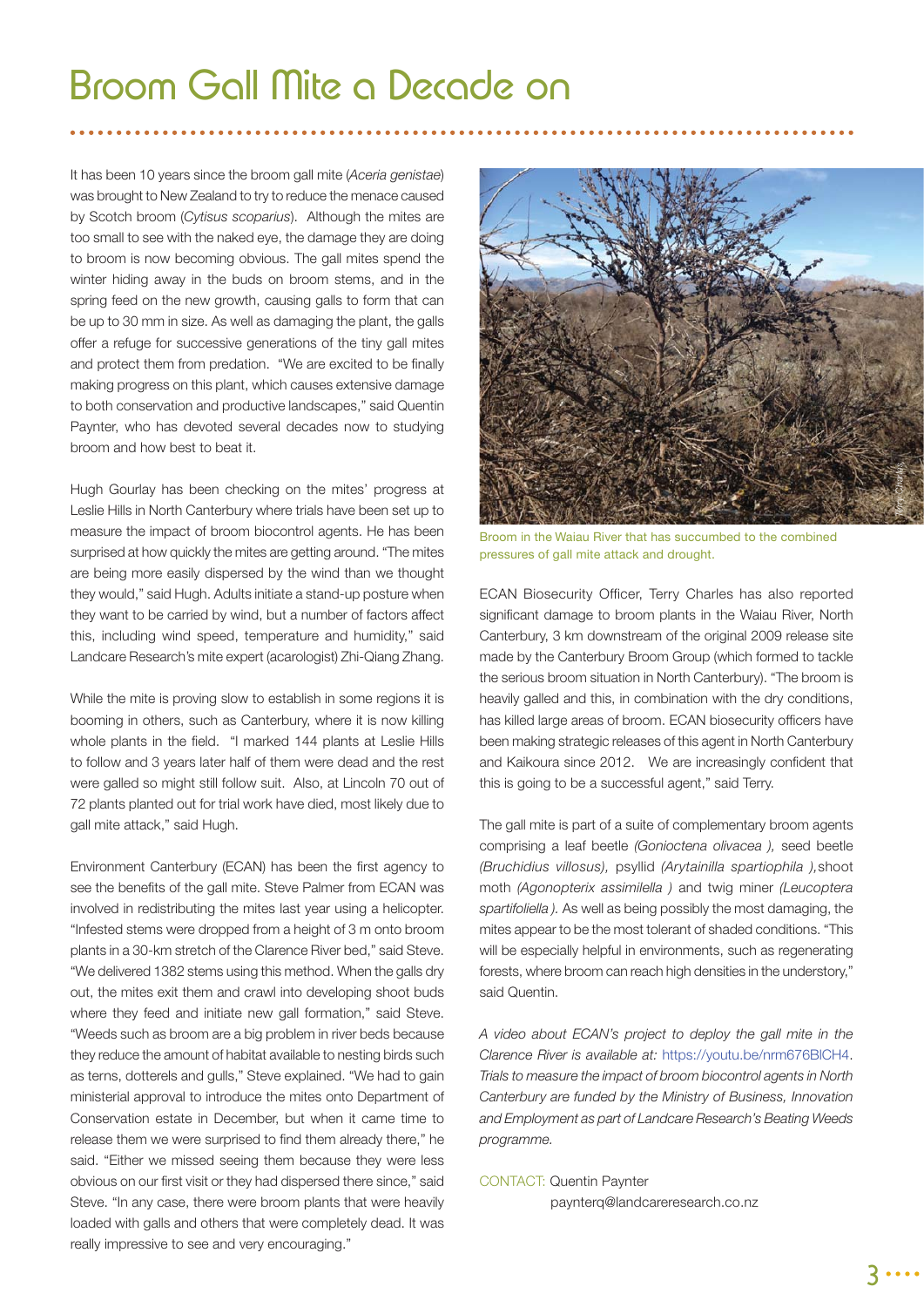# Broom Gall Mite a Decade on

It has been 10 years since the broom gall mite (*Aceria genistae*) was brought to New Zealand to try to reduce the menace caused by Scotch broom (*Cytisus scoparius*). Although the mites are too small to see with the naked eye, the damage they are doing to broom is now becoming obvious. The gall mites spend the winter hiding away in the buds on broom stems, and in the spring feed on the new growth, causing galls to form that can be up to 30 mm in size. As well as damaging the plant, the galls offer a refuge for successive generations of the tiny gall mites and protect them from predation. "We are excited to be finally making progress on this plant, which causes extensive damage to both conservation and productive landscapes," said Quentin Paynter, who has devoted several decades now to studying broom and how best to beat it.

Hugh Gourlay has been checking on the mites' progress at Leslie Hills in North Canterbury where trials have been set up to measure the impact of broom biocontrol agents. He has been surprised at how quickly the mites are getting around. "The mites are being more easily dispersed by the wind than we thought they would," said Hugh. Adults initiate a stand-up posture when they want to be carried by wind, but a number of factors affect this, including wind speed, temperature and humidity," said Landcare Research's mite expert (acarologist) Zhi-Qiang Zhang.

While the mite is proving slow to establish in some regions it is booming in others, such as Canterbury, where it is now killing whole plants in the field. "I marked 144 plants at Leslie Hills to follow and 3 years later half of them were dead and the rest were galled so might still follow suit. Also, at Lincoln 70 out of 72 plants planted out for trial work have died, most likely due to gall mite attack," said Hugh.

Environment Canterbury (ECAN) has been the first agency to see the benefits of the gall mite. Steve Palmer from ECAN was involved in redistributing the mites last year using a helicopter. "Infested stems were dropped from a height of 3 m onto broom plants in a 30-km stretch of the Clarence River bed," said Steve. "We delivered 1382 stems using this method. When the galls dry out, the mites exit them and crawl into developing shoot buds where they feed and initiate new gall formation," said Steve. "Weeds such as broom are a big problem in river beds because they reduce the amount of habitat available to nesting birds such as terns, dotterels and gulls," Steve explained. "We had to gain ministerial approval to introduce the mites onto Department of Conservation estate in December, but when it came time to release them we were surprised to find them already there," he said. "Either we missed seeing them because they were less obvious on our first visit or they had dispersed there since," said Steve. "In any case, there were broom plants that were heavily loaded with galls and others that were completely dead. It was really impressive to see and very encouraging."

Broom in the Waiau River that has succumbed to the combined pressures of gall mite attack and drought.

ECAN Biosecurity Officer, Terry Charles has also reported significant damage to broom plants in the Waiau River, North Canterbury, 3 km downstream of the original 2009 release site made by the Canterbury Broom Group (which formed to tackle the serious broom situation in North Canterbury). "The broom is heavily galled and this, in combination with the dry conditions, has killed large areas of broom. ECAN biosecurity officers have been making strategic releases of this agent in North Canterbury and Kaikoura since 2012. We are increasingly confident that this is going to be a successful agent," said Terry.

The gall mite is part of a suite of complementary broom agents comprising a leaf beetle *(Gonioctena olivacea )*, seed beetle *(Bruchidius villosus)*, psyllid *(Arytainilla spartiophila )*, shoot moth *(Agonopterix assimilella )* and twig miner *(Leucoptera spartifoliella )*. As well as being possibly the most damaging, the mites appear to be the most tolerant of shaded conditions. "This will be especially helpful in environments, such as regenerating forests, where broom can reach high densities in the understory," said Quentin.

*A video about ECAN's project to deploy the gall mite in the Clarence River is available at:* https://youtu.be/nrm676BlCH4. *Trials to measure the impact of broom biocontrol agents in North Canterbury are funded by the Ministry of Business, Innovation and Employment as part of Landcare Research's Beating Weeds programme.*

CONTACT: Quentin Paynter
paynterq@landcareresearch.co.nz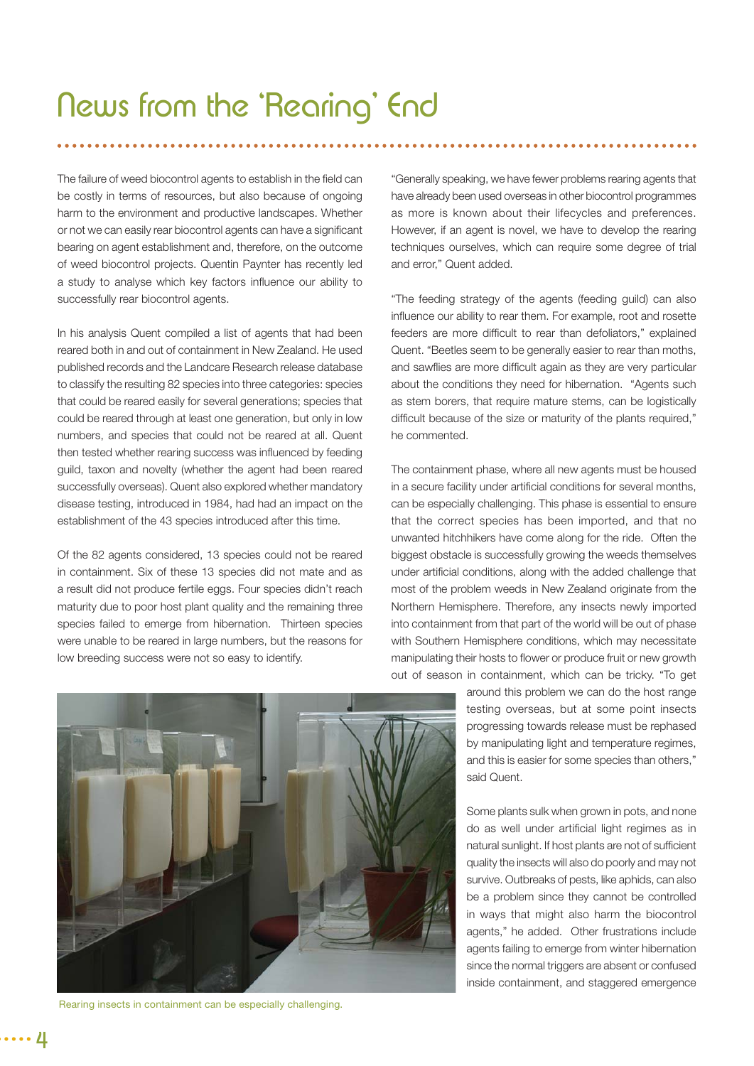# News from the 'Rearing' End

The failure of weed biocontrol agents to establish in the field can be costly in terms of resources, but also because of ongoing harm to the environment and productive landscapes. Whether or not we can easily rear biocontrol agents can have a significant bearing on agent establishment and, therefore, on the outcome of weed biocontrol projects. Quentin Paynter has recently led a study to analyse which key factors influence our ability to successfully rear biocontrol agents.

In his analysis Quent compiled a list of agents that had been reared both in and out of containment in New Zealand. He used published records and the Landcare Research release database to classify the resulting 82 species into three categories: species that could be reared easily for several generations; species that could be reared through at least one generation, but only in low numbers, and species that could not be reared at all. Quent then tested whether rearing success was influenced by feeding guild, taxon and novelty (whether the agent had been reared successfully overseas). Quent also explored whether mandatory disease testing, introduced in 1984, had had an impact on the establishment of the 43 species introduced after this time.

Of the 82 agents considered, 13 species could not be reared in containment. Six of these 13 species did not mate and as a result did not produce fertile eggs. Four species didn't reach maturity due to poor host plant quality and the remaining three species failed to emerge from hibernation. Thirteen species were unable to be reared in large numbers, but the reasons for low breeding success were not so easy to identify.

"Generally speaking, we have fewer problems rearing agents that have already been used overseas in other biocontrol programmes as more is known about their lifecycles and preferences. However, if an agent is novel, we have to develop the rearing techniques ourselves, which can require some degree of trial and error," Quent added.

"The feeding strategy of the agents (feeding guild) can also influence our ability to rear them. For example, root and rosette feeders are more difficult to rear than defoliators," explained Quent. "Beetles seem to be generally easier to rear than moths, and sawflies are more difficult again as they are very particular about the conditions they need for hibernation. "Agents such as stem borers, that require mature stems, can be logistically difficult because of the size or maturity of the plants required," he commented.

The containment phase, where all new agents must be housed in a secure facility under artificial conditions for several months, can be especially challenging. This phase is essential to ensure that the correct species has been imported, and that no unwanted hitchhikers have come along for the ride. Often the biggest obstacle is successfully growing the weeds themselves under artificial conditions, along with the added challenge that most of the problem weeds in New Zealand originate from the Northern Hemisphere. Therefore, any insects newly imported into containment from that part of the world will be out of phase with Southern Hemisphere conditions, which may necessitate manipulating their hosts to flower or produce fruit or new growth out of season in containment, which can be tricky. "To get around this problem we can do the host range testing overseas, but at some point insects progressing towards release must be rephased by manipulating light and temperature regimes, and this is easier for some species than others," said Quent.

Rearing insects in containment can be especially challenging.

Some plants sulk when grown in pots, and none do as well under artificial light regimes as in natural sunlight. If host plants are not of sufficient quality the insects will also do poorly and may not survive. Outbreaks of pests, like aphids, can also be a problem since they cannot be controlled in ways that might also harm the biocontrol agents," he added. Other frustrations include agents failing to emerge from winter hibernation since the normal triggers are absent or confused inside containment, and staggered emergence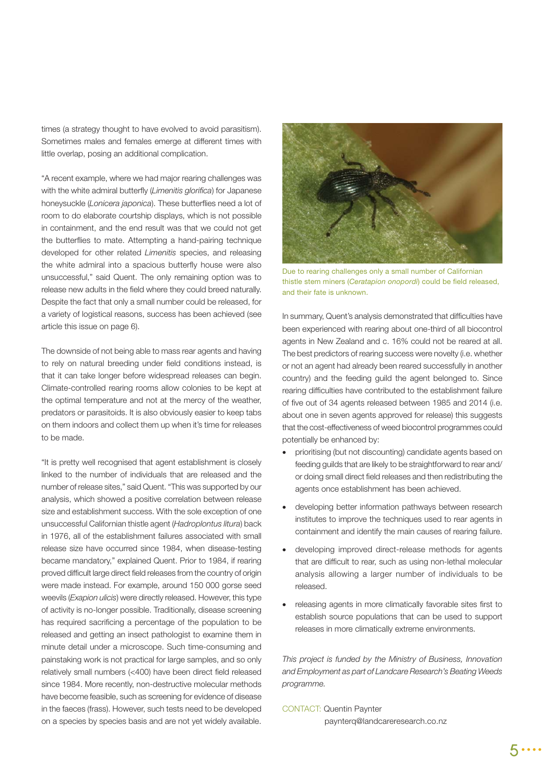times (a strategy thought to have evolved to avoid parasitism). Sometimes males and females emerge at different times with little overlap, posing an additional complication.

"A recent example, where we had major rearing challenges was with the white admiral butterfly (*Limenitis glorifica*) for Japanese honeysuckle (*Lonicera japonica*). These butterflies need a lot of room to do elaborate courtship displays, which is not possible in containment, and the end result was that we could not get the butterflies to mate. Attempting a hand-pairing technique developed for other related *Limenitis* species, and releasing the white admiral into a spacious butterfly house were also unsuccessful," said Quent. The only remaining option was to release new adults in the field where they could breed naturally. Despite the fact that only a small number could be released, for a variety of logistical reasons, success has been achieved (see article this issue on page 6).

The downside of not being able to mass rear agents and having to rely on natural breeding under field conditions instead, is that it can take longer before widespread releases can begin. Climate-controlled rearing rooms allow colonies to be kept at the optimal temperature and not at the mercy of the weather, predators or parasitoids. It is also obviously easier to keep tabs on them indoors and collect them up when it's time for releases to be made.

"It is pretty well recognised that agent establishment is closely linked to the number of individuals that are released and the number of release sites," said Quent. "This was supported by our analysis, which showed a positive correlation between release size and establishment success. With the sole exception of one unsuccessful Californian thistle agent (*Hadroplontus litura*) back in 1976, all of the establishment failures associated with small release size have occurred since 1984, when disease-testing became mandatory," explained Quent. Prior to 1984, if rearing proved difficult large direct field releases from the country of origin were made instead. For example, around 150 000 gorse seed weevils (*Exapion ulicis*) were directly released. However, this type of activity is no-longer possible. Traditionally, disease screening has required sacrificing a percentage of the population to be released and getting an insect pathologist to examine them in minute detail under a microscope. Such time-consuming and painstaking work is not practical for large samples, and so only relatively small numbers (<400) have been direct field released since 1984. More recently, non-destructive molecular methods have become feasible, such as screening for evidence of disease in the faeces (frass). However, such tests need to be developed on a species by species basis and are not yet widely available.

Due to rearing challenges only a small number of Californian thistle stem miners (*Ceratapion onopordi*) could be field released, and their fate is unknown.

In summary, Quent's analysis demonstrated that difficulties have been experienced with rearing about one-third of all biocontrol agents in New Zealand and c. 16% could not be reared at all. The best predictors of rearing success were novelty (i.e. whether or not an agent had already been reared successfully in another country) and the feeding guild the agent belonged to. Since rearing difficulties have contributed to the establishment failure of five out of 34 agents released between 1985 and 2014 (i.e. about one in seven agents approved for release) this suggests that the cost-effectiveness of weed biocontrol programmes could potentially be enhanced by:

- prioritising (but not discounting) candidate agents based on feeding guilds that are likely to be straightforward to rear and/or doing small direct field releases and then redistributing the agents once establishment has been achieved.
- developing better information pathways between research institutes to improve the techniques used to rear agents in containment and identify the main causes of rearing failure.
- developing improved direct-release methods for agents that are difficult to rear, such as using non-lethal molecular analysis allowing a larger number of individuals to be released.
- releasing agents in more climatically favorable sites first to establish source populations that can be used to support releases in more climatically extreme environments.

*This project is funded by the Ministry of Business, Innovation and Employment as part of Landcare Research's Beating Weeds programme.*

CONTACT: Quentin Paynter
paynterq@landcareresearch.co.nz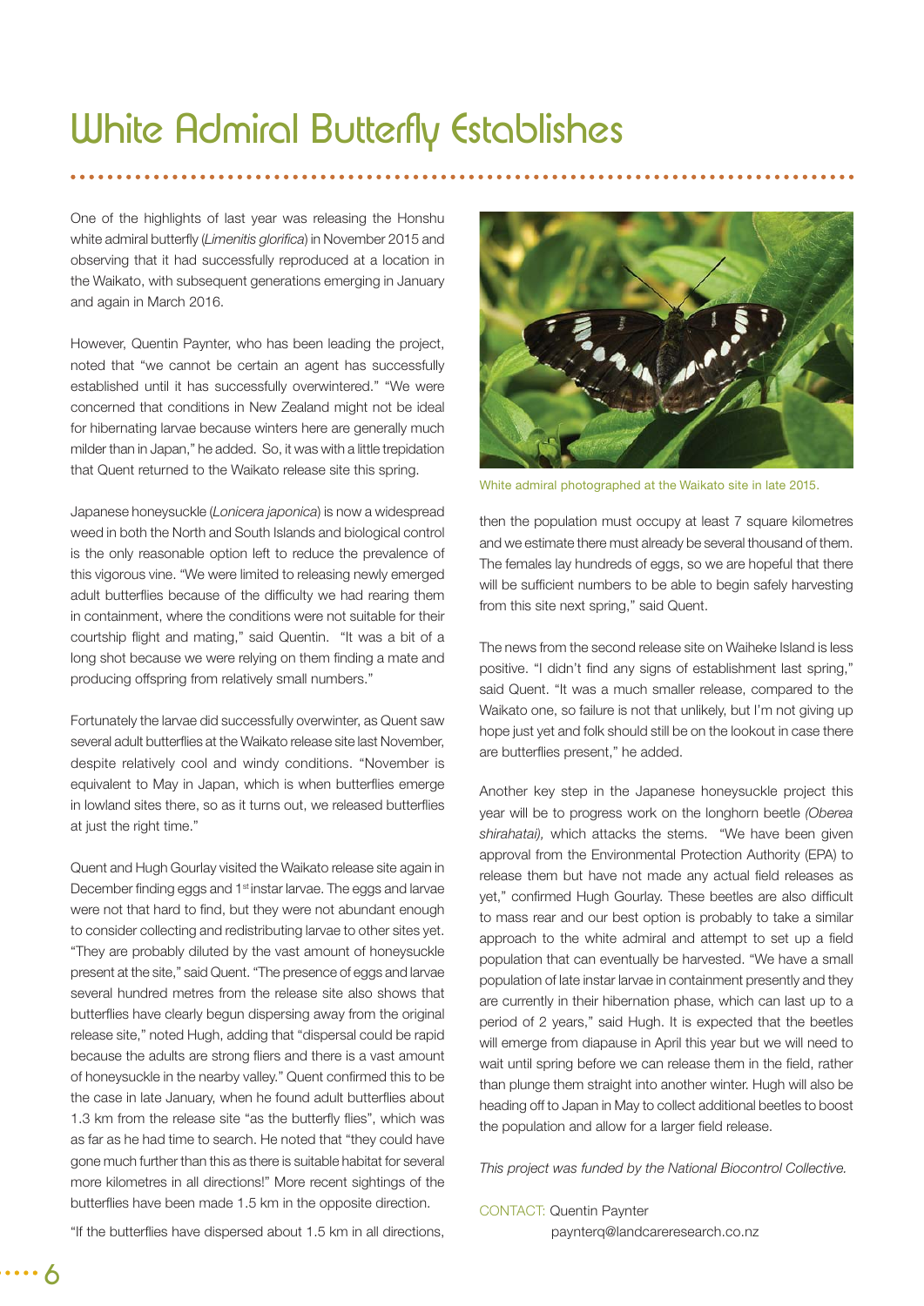# White Admiral Butterfly Establishes

One of the highlights of last year was releasing the Honshu white admiral butterfly (*Limenitis glorifica*) in November 2015 and observing that it had successfully reproduced at a location in the Waikato, with subsequent generations emerging in January and again in March 2016.

However, Quentin Paynter, who has been leading the project, noted that "we cannot be certain an agent has successfully established until it has successfully overwintered." "We were concerned that conditions in New Zealand might not be ideal for hibernating larvae because winters here are generally much milder than in Japan," he added. So, it was with a little trepidation that Quent returned to the Waikato release site this spring.

Japanese honeysuckle (*Lonicera japonica*) is now a widespread weed in both the North and South Islands and biological control is the only reasonable option left to reduce the prevalence of this vigorous vine. "We were limited to releasing newly emerged adult butterflies because of the difficulty we had rearing them in containment, where the conditions were not suitable for their courtship flight and mating," said Quentin. "It was a bit of a long shot because we were relying on them finding a mate and producing offspring from relatively small numbers."

Fortunately the larvae did successfully overwinter, as Quent saw several adult butterflies at the Waikato release site last November, despite relatively cool and windy conditions. "November is equivalent to May in Japan, which is when butterflies emerge in lowland sites there, so as it turns out, we released butterflies at just the right time."

Quent and Hugh Gourlay visited the Waikato release site again in December finding eggs and 1st instar larvae. The eggs and larvae were not that hard to find, but they were not abundant enough to consider collecting and redistributing larvae to other sites yet. "They are probably diluted by the vast amount of honeysuckle present at the site," said Quent. "The presence of eggs and larvae several hundred metres from the release site also shows that butterflies have clearly begun dispersing away from the original release site," noted Hugh, adding that "dispersal could be rapid because the adults are strong fliers and there is a vast amount of honeysuckle in the nearby valley." Quent confirmed this to be the case in late January, when he found adult butterflies about 1.3 km from the release site "as the butterfly flies", which was as far as he had time to search. He noted that "they could have gone much further than this as there is suitable habitat for several more kilometres in all directions!" More recent sightings of the butterflies have been made 1.5 km in the opposite direction.

"If the butterflies have dispersed about 1.5 km in all directions, then the population must occupy at least 7 square kilometres and we estimate there must already be several thousand of them. The females lay hundreds of eggs, so we are hopeful that there will be sufficient numbers to be able to begin safely harvesting from this site next spring," said Quent.

White admiral photographed at the Waikato site in late 2015.

The news from the second release site on Waiheke Island is less positive. "I didn't find any signs of establishment last spring," said Quent. "It was a much smaller release, compared to the Waikato one, so failure is not that unlikely, but I'm not giving up hope just yet and folk should still be on the lookout in case there are butterflies present," he added.

Another key step in the Japanese honeysuckle project this year will be to progress work on the longhorn beetle *(Oberea shirahatai),* which attacks the stems. "We have been given approval from the Environmental Protection Authority (EPA) to release them but have not made any actual field releases as yet," confirmed Hugh Gourlay. These beetles are also difficult to mass rear and our best option is probably to take a similar approach to the white admiral and attempt to set up a field population that can eventually be harvested. "We have a small population of late instar larvae in containment presently and they are currently in their hibernation phase, which can last up to a period of 2 years," said Hugh. It is expected that the beetles will emerge from diapause in April this year but we will need to wait until spring before we can release them in the field, rather than plunge them straight into another winter. Hugh will also be heading off to Japan in May to collect additional beetles to boost the population and allow for a larger field release.

*This project was funded by the National Biocontrol Collective.*

CONTACT: Quentin Paynter
paynterq@landcareresearch.co.nz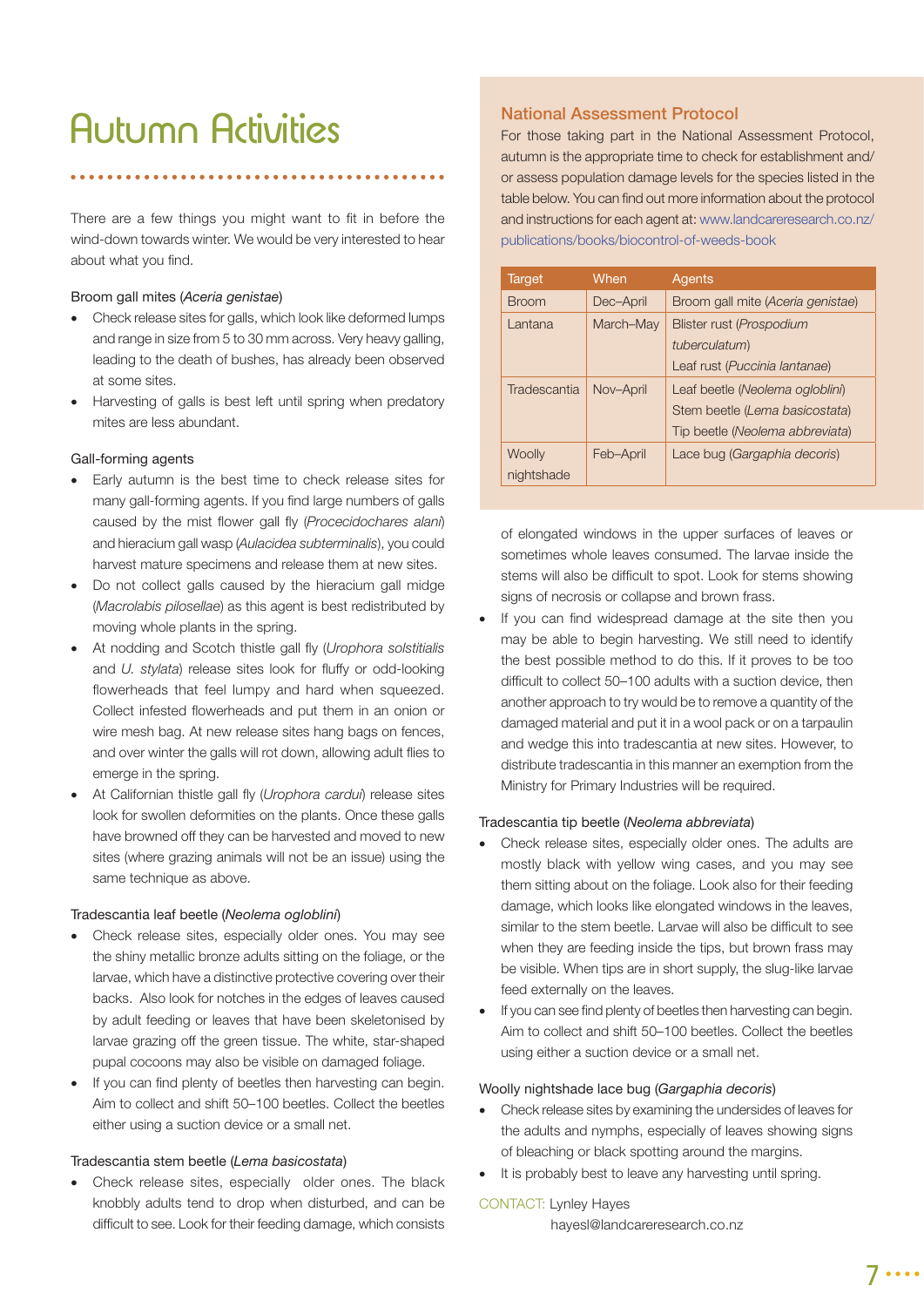# Autumn Activities

There are a few things you might want to fit in before the wind-down towards winter. We would be very interested to hear about what you find.

### Broom gall mites (*Aceria genistae*)

- Check release sites for galls, which look like deformed lumps and range in size from 5 to 30 mm across. Very heavy galling, leading to the death of bushes, has already been observed at some sites.
- Harvesting of galls is best left until spring when predatory mites are less abundant.

### Gall-forming agents

- Early autumn is the best time to check release sites for many gall-forming agents. If you find large numbers of galls caused by the mist flower gall fly (*Procecidochares alani*) and hieracium gall wasp (*Aulacidea subterminalis*), you could harvest mature specimens and release them at new sites.
- Do not collect galls caused by the hieracium gall midge (*Macrolabis pilosellae*) as this agent is best redistributed by moving whole plants in the spring.
- At nodding and Scotch thistle gall fly (*Urophora solstitialis* and *U. stylata*) release sites look for fluffy or odd-looking flowerheads that feel lumpy and hard when squeezed. Collect infested flowerheads and put them in an onion or wire mesh bag. At new release sites hang bags on fences, and over winter the galls will rot down, allowing adult flies to emerge in the spring.
- At Californian thistle gall fly (*Urophora cardui*) release sites look for swollen deformities on the plants. Once these galls have browned off they can be harvested and moved to new sites (where grazing animals will not be an issue) using the same technique as above.

### Tradescantia leaf beetle (*Neolema ogloblini*)

- Check release sites, especially older ones. You may see the shiny metallic bronze adults sitting on the foliage, or the larvae, which have a distinctive protective covering over their backs. Also look for notches in the edges of leaves caused by adult feeding or leaves that have been skeletonised by larvae grazing off the green tissue. The white, star-shaped pupal cocoons may also be visible on damaged foliage.
- If you can find plenty of beetles then harvesting can begin. Aim to collect and shift 50–100 beetles. Collect the beetles either using a suction device or a small net.

### Tradescantia stem beetle (*Lema basicostata*)

- Check release sites, especially older ones. The black knobbly adults tend to drop when disturbed, and can be difficult to see. Look for their feeding damage, which consists of elongated windows in the upper surfaces of leaves or sometimes whole leaves consumed. The larvae inside the stems will also be difficult to spot. Look for stems showing signs of necrosis or collapse and brown frass.
- If you can find widespread damage at the site then you may be able to begin harvesting. We still need to identify the best possible method to do this. If it proves to be too difficult to collect 50–100 adults with a suction device, then another approach to try would be to remove a quantity of the damaged material and put it in a wool pack or on a tarpaulin and wedge this into tradescantia at new sites. However, to distribute tradescantia in this manner an exemption from the Ministry for Primary Industries will be required.

### Tradescantia tip beetle (*Neolema abbreviata*)

- Check release sites, especially older ones. The adults are mostly black with yellow wing cases, and you may see them sitting about on the foliage. Look also for their feeding damage, which looks like elongated windows in the leaves, similar to the stem beetle. Larvae will also be difficult to see when they are feeding inside the tips, but brown frass may be visible. When tips are in short supply, the slug-like larvae feed externally on the leaves.
- If you can see find plenty of beetles then harvesting can begin. Aim to collect and shift 50–100 beetles. Collect the beetles using either a suction device or a small net.

### Woolly nightshade lace bug (*Gargaphia decoris*)

- Check release sites by examining the undersides of leaves for the adults and nymphs, especially of leaves showing signs of bleaching or black spotting around the margins.
- It is probably best to leave any harvesting until spring.

## National Assessment Protocol

For those taking part in the National Assessment Protocol, autumn is the appropriate time to check for establishment and/or assess population damage levels for the species listed in the table below. You can find out more information about the protocol and instructions for each agent at: www.landcareresearch.co.nz/publications/books/biocontrol-of-weeds-book

| Target | When | Agents |
|---|---|---|
| Broom | Dec–April | Broom gall mite (*Aceria genistae*) |
| Lantana | March–May | Blister rust (*Prospodium tuberculatum*)<br>Leaf rust (*Puccinia lantanae*) |
| Tradescantia | Nov–April | Leaf beetle (*Neolema ogloblini*)<br>Stem beetle (*Lema basicostata*)<br>Tip beetle (*Neolema abbreviata*) |
| Woolly nightshade | Feb–April | Lace bug (*Gargaphia decoris*) |

CONTACT: Lynley Hayes
hayesl@landcareresearch.co.nz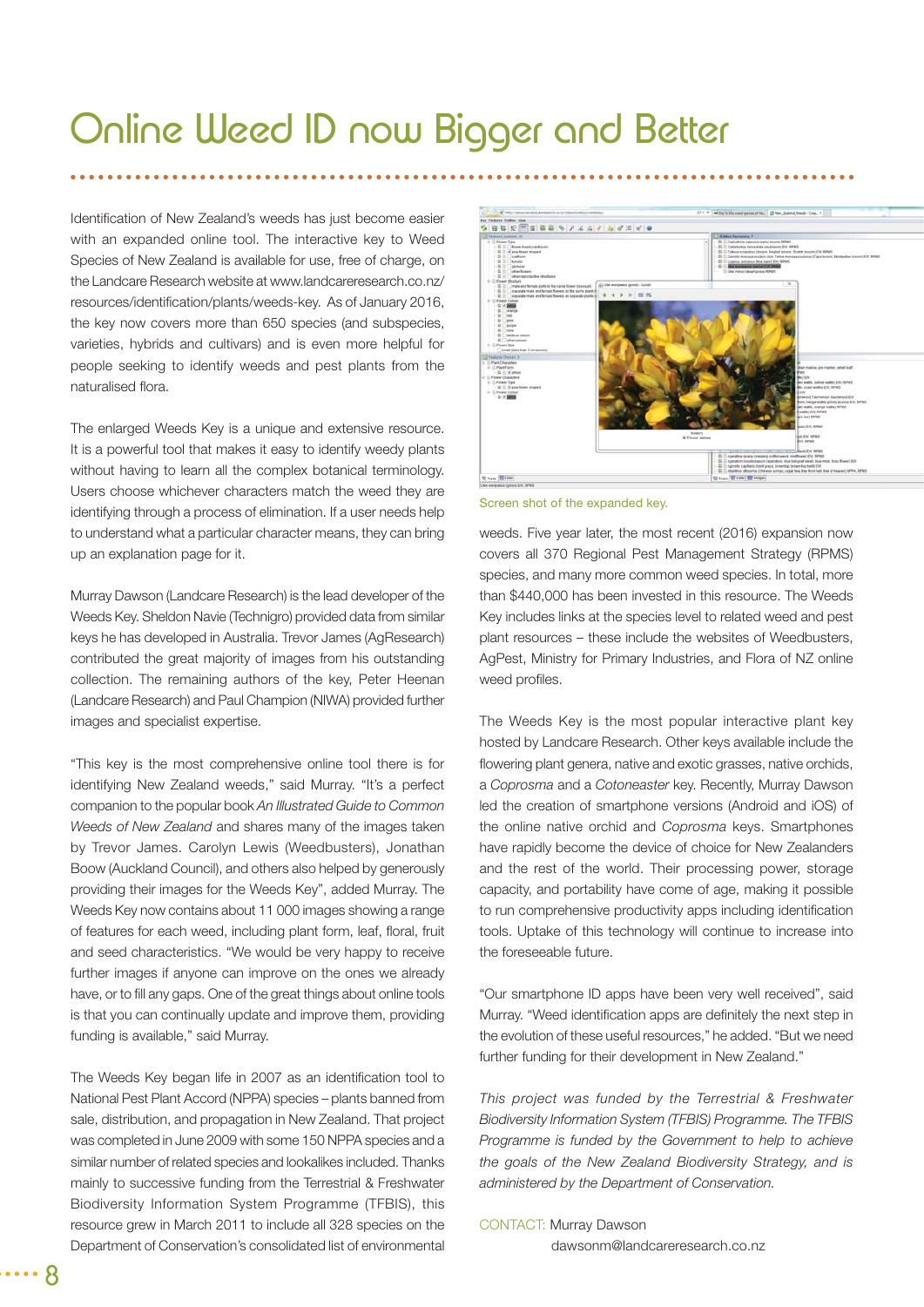# Online Weed ID now Bigger and Better

Identification of New Zealand's weeds has just become easier with an expanded online tool. The interactive key to Weed Species of New Zealand is available for use, free of charge, on the Landcare Research website at www.landcareresearch.co.nz/resources/identification/plants/weeds-key. As of January 2016, the key now covers more than 650 species (and subspecies, varieties, hybrids and cultivars) and is even more helpful for people seeking to identify weeds and pest plants from the naturalised flora.

The enlarged Weeds Key is a unique and extensive resource. It is a powerful tool that makes it easy to identify weedy plants without having to learn all the complex botanical terminology. Users choose whichever characters match the weed they are identifying through a process of elimination. If a user needs help to understand what a particular character means, they can bring up an explanation page for it.

Murray Dawson (Landcare Research) is the lead developer of the Weeds Key. Sheldon Navie (Technigro) provided data from similar keys he has developed in Australia. Trevor James (AgResearch) contributed the great majority of images from his outstanding collection. The remaining authors of the key, Peter Heenan (Landcare Research) and Paul Champion (NIWA) provided further images and specialist expertise.

"This key is the most comprehensive online tool there is for identifying New Zealand weeds," said Murray. "It's a perfect companion to the popular book *An Illustrated Guide to Common Weeds of New Zealand* and shares many of the images taken by Trevor James. Carolyn Lewis (Weedbusters), Jonathan Boow (Auckland Council), and others also helped by generously providing their images for the Weeds Key", added Murray. The Weeds Key now contains about 11 000 images showing a range of features for each weed, including plant form, leaf, floral, fruit and seed characteristics. "We would be very happy to receive further images if anyone can improve on the ones we already have, or to fill any gaps. One of the great things about online tools is that you can continually update and improve them, providing funding is available," said Murray.

The Weeds Key began life in 2007 as an identification tool to National Pest Plant Accord (NPPA) species – plants banned from sale, distribution, and propagation in New Zealand. That project was completed in June 2009 with some 150 NPPA species and a similar number of related species and lookalikes included. Thanks mainly to successive funding from the Terrestrial & Freshwater Biodiversity Information System Programme (TFBIS), this resource grew in March 2011 to include all 328 species on the Department of Conservation's consolidated list of environmental weeds. Five year later, the most recent (2016) expansion now covers all 370 Regional Pest Management Strategy (RPMS) species, and many more common weed species. In total, more than $440,000 has been invested in this resource. The Weeds Key includes links at the species level to related weed and pest plant resources – these include the websites of Weedbusters, AgPest, Ministry for Primary Industries, and Flora of NZ online weed profiles.

Screen shot of the expanded key.

The Weeds Key is the most popular interactive plant key hosted by Landcare Research. Other keys available include the flowering plant genera, native and exotic grasses, native orchids, a *Coprosma* and a *Cotoneaster* key. Recently, Murray Dawson led the creation of smartphone versions (Android and iOS) of the online native orchid and *Coprosma* keys. Smartphones have rapidly become the device of choice for New Zealanders and the rest of the world. Their processing power, storage capacity, and portability have come of age, making it possible to run comprehensive productivity apps including identification tools. Uptake of this technology will continue to increase into the foreseeable future.

"Our smartphone ID apps have been very well received", said Murray. "Weed identification apps are definitely the next step in the evolution of these useful resources," he added. "But we need further funding for their development in New Zealand."

*This project was funded by the Terrestrial & Freshwater Biodiversity Information System (TFBIS) Programme. The TFBIS Programme is funded by the Government to help to achieve the goals of the New Zealand Biodiversity Strategy, and is administered by the Department of Conservation.*

CONTACT: Murray Dawson
dawsonm@landcareresearch.co.nz